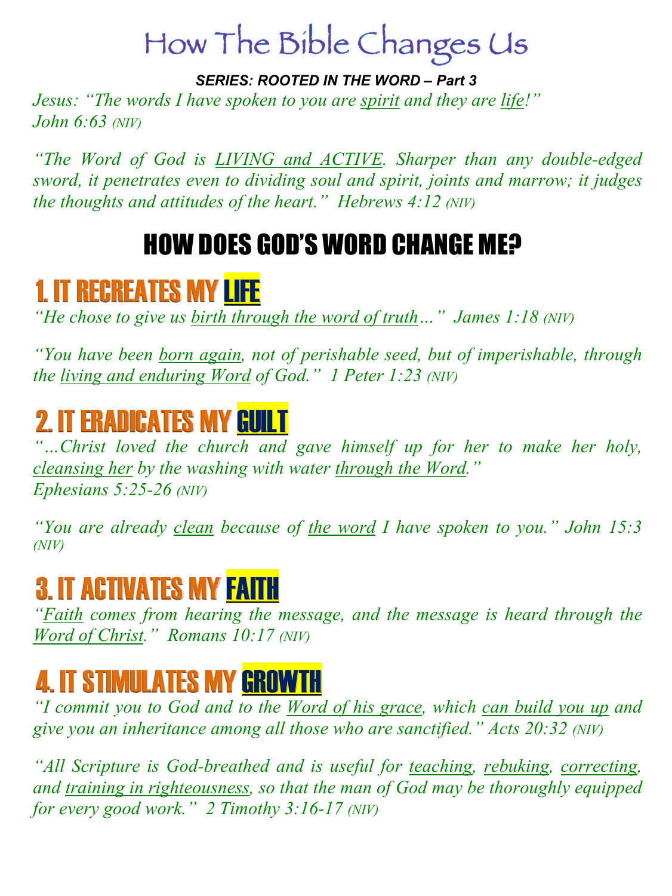# How The Bible Changes Us

***SERIES: ROOTED IN THE WORD – Part 3***

*Jesus: "The words I have spoken to you are spirit and they are life!" John 6:63 (NIV)*

*"The Word of God is LIVING and ACTIVE. Sharper than any double-edged sword, it penetrates even to dividing soul and spirit, joints and marrow; it judges the thoughts and attitudes of the heart." Hebrews 4:12 (NIV)*

## HOW DOES GOD'S WORD CHANGE ME?

## 1. IT RECREATES MY LIFE

*"He chose to give us birth through the word of truth…" James 1:18 (NIV)*

*"You have been born again, not of perishable seed, but of imperishable, through the living and enduring Word of God." 1 Peter 1:23 (NIV)*

## 2. IT ERADICATES MY GUILT

*"…Christ loved the church and gave himself up for her to make her holy, cleansing her by the washing with water through the Word." Ephesians 5:25-26 (NIV)*

*"You are already clean because of the word I have spoken to you." John 15:3 (NIV)*

## 3. IT ACTIVATES MY FAITH

*"Faith comes from hearing the message, and the message is heard through the Word of Christ." Romans 10:17 (NIV)*

## 4. IT STIMULATES MY GROWTH

*"I commit you to God and to the Word of his grace, which can build you up and give you an inheritance among all those who are sanctified." Acts 20:32 (NIV)*

*"All Scripture is God-breathed and is useful for teaching, rebuking, correcting, and training in righteousness, so that the man of God may be thoroughly equipped for every good work." 2 Timothy 3:16-17 (NIV)*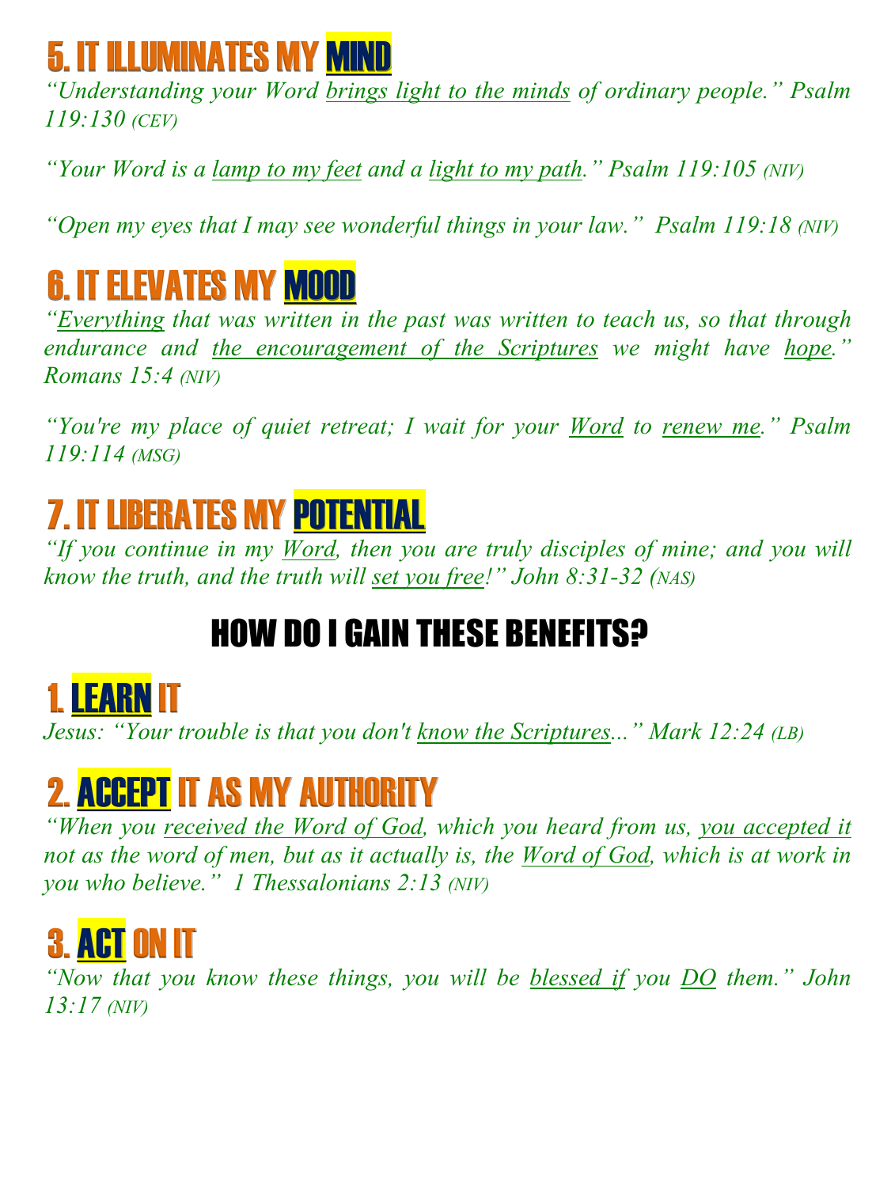## 5. IT ILLUMINATES MY MIND

*"Understanding your Word brings light to the minds of ordinary people." Psalm 119:130 (CEV)*

*"Your Word is a lamp to my feet and a light to my path." Psalm 119:105 (NIV)*

*"Open my eyes that I may see wonderful things in your law." Psalm 119:18 (NIV)*

## 6. IT ELEVATES MY MOOD

*"Everything that was written in the past was written to teach us, so that through endurance and the encouragement of the Scriptures we might have hope." Romans 15:4 (NIV)*

*"You're my place of quiet retreat; I wait for your Word to renew me." Psalm 119:114 (MSG)*

## 7. IT LIBERATES MY POTENTIAL

*"If you continue in my Word, then you are truly disciples of mine; and you will know the truth, and the truth will set you free!" John 8:31-32 (NAS)*

# HOW DO I GAIN THESE BENEFITS?

## 1. LEARN IT

*Jesus: "Your trouble is that you don't know the Scriptures..." Mark 12:24 (LB)*

## 2. ACCEPT IT AS MY AUTHORITY

*"When you received the Word of God, which you heard from us, you accepted it not as the word of men, but as it actually is, the Word of God, which is at work in you who believe." 1 Thessalonians 2:13 (NIV)*

## 3. ACT ON IT

*"Now that you know these things, you will be blessed if you DO them." John 13:17 (NIV)*